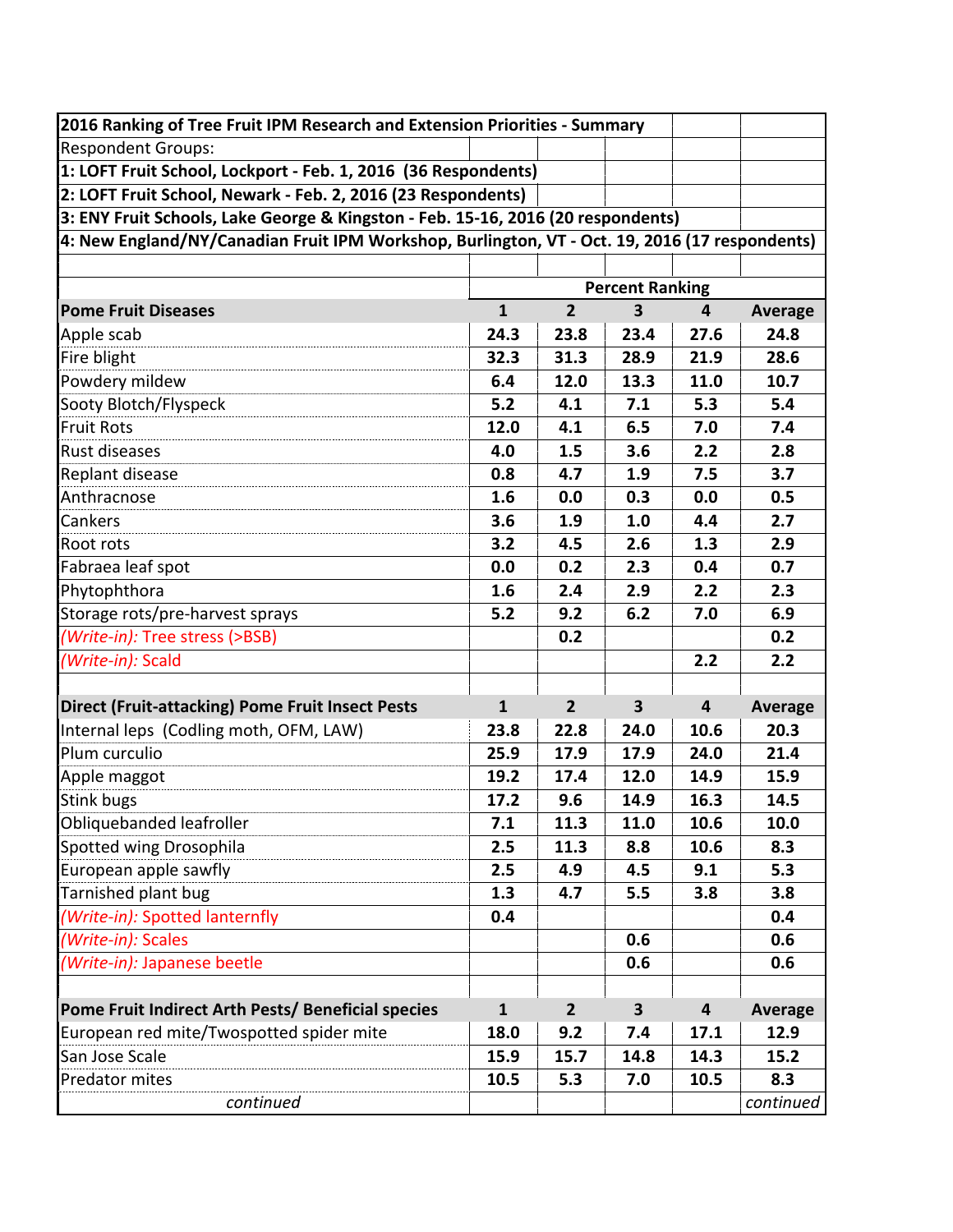**2016 Ranking of Tree Fruit IPM Research and Extension Priorities - Summary**

Respondent Groups:

**1: LOFT Fruit School, Lockport - Feb. 1, 2016 (36 Respondents)**

**2: LOFT Fruit School, Newark - Feb. 2, 2016 (23 Respondents)**

**3: ENY Fruit Schools, Lake George & Kingston - Feb. 15-16, 2016 (20 respondents)**

**4: New England/NY/Canadian Fruit IPM Workshop, Burlington, VT - Oct. 19, 2016 (17 respondents)**

| | Percent Ranking | | | | |
|---|---|---|---|---|---|
| **Pome Fruit Diseases** | **1** | **2** | **3** | **4** | **Average** |
| Apple scab | **24.3** | **23.8** | **23.4** | **27.6** | **24.8** |
| Fire blight | **32.3** | **31.3** | **28.9** | **21.9** | **28.6** |
| Powdery mildew | **6.4** | **12.0** | **13.3** | **11.0** | **10.7** |
| Sooty Blotch/Flyspeck | **5.2** | **4.1** | **7.1** | **5.3** | **5.4** |
| Fruit Rots | **12.0** | **4.1** | **6.5** | **7.0** | **7.4** |
| Rust diseases | **4.0** | **1.5** | **3.6** | **2.2** | **2.8** |
| Replant disease | **0.8** | **4.7** | **1.9** | **7.5** | **3.7** |
| Anthracnose | **1.6** | **0.0** | **0.3** | **0.0** | **0.5** |
| Cankers | **3.6** | **1.9** | **1.0** | **4.4** | **2.7** |
| Root rots | **3.2** | **4.5** | **2.6** | **1.3** | **2.9** |
| Fabraea leaf spot | **0.0** | **0.2** | **2.3** | **0.4** | **0.7** |
| Phytophthora | **1.6** | **2.4** | **2.9** | **2.2** | **2.3** |
| Storage rots/pre-harvest sprays | **5.2** | **9.2** | **6.2** | **7.0** | **6.9** |
| *(Write-in):* Tree stress (>BSB) | | **0.2** | | | **0.2** |
| *(Write-in):* Scald | | | | **2.2** | **2.2** |
| | | | | | |
| **Direct (Fruit-attacking) Pome Fruit Insect Pests** | **1** | **2** | **3** | **4** | **Average** |
| Internal leps (Codling moth, OFM, LAW) | **23.8** | **22.8** | **24.0** | **10.6** | **20.3** |
| Plum curculio | **25.9** | **17.9** | **17.9** | **24.0** | **21.4** |
| Apple maggot | **19.2** | **17.4** | **12.0** | **14.9** | **15.9** |
| Stink bugs | **17.2** | **9.6** | **14.9** | **16.3** | **14.5** |
| Obliquebanded leafroller | **7.1** | **11.3** | **11.0** | **10.6** | **10.0** |
| Spotted wing Drosophila | **2.5** | **11.3** | **8.8** | **10.6** | **8.3** |
| European apple sawfly | **2.5** | **4.9** | **4.5** | **9.1** | **5.3** |
| Tarnished plant bug | **1.3** | **4.7** | **5.5** | **3.8** | **3.8** |
| *(Write-in):* Spotted lanternfly | **0.4** | | | | **0.4** |
| *(Write-in):* Scales | | | **0.6** | | **0.6** |
| *(Write-in):* Japanese beetle | | | **0.6** | | **0.6** |
| | | | | | |
| **Pome Fruit Indirect Arth Pests/ Beneficial species** | **1** | **2** | **3** | **4** | **Average** |
| European red mite/Twospotted spider mite | **18.0** | **9.2** | **7.4** | **17.1** | **12.9** |
| San Jose Scale | **15.9** | **15.7** | **14.8** | **14.3** | **15.2** |
| Predator mites | **10.5** | **5.3** | **7.0** | **10.5** | **8.3** |
| *continued* | | | | | *continued* |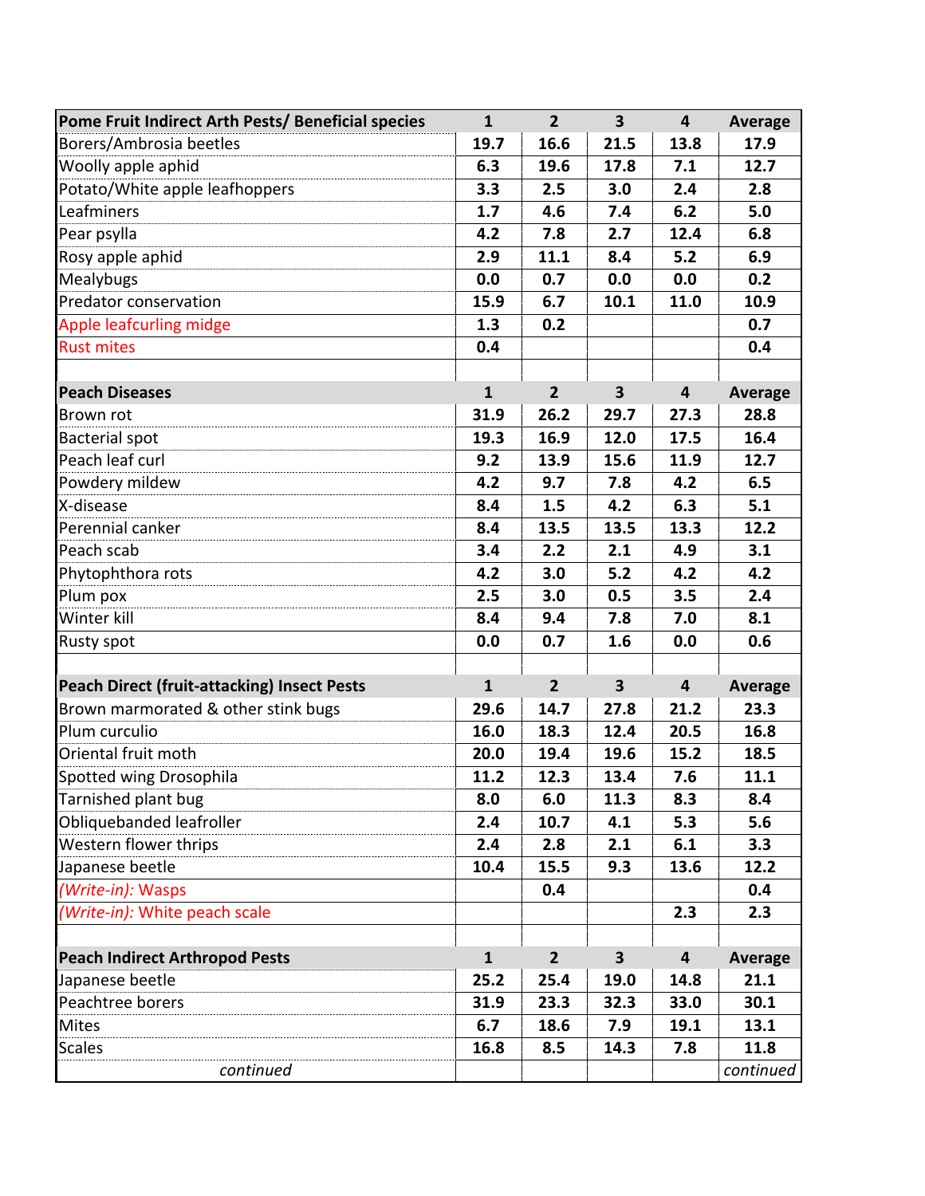| Pome Fruit Indirect Arth Pests/ Beneficial species | 1 | 2 | 3 | 4 | Average |
|---|---|---|---|---|---|
| Borers/Ambrosia beetles | 19.7 | 16.6 | 21.5 | 13.8 | 17.9 |
| Woolly apple aphid | 6.3 | 19.6 | 17.8 | 7.1 | 12.7 |
| Potato/White apple leafhoppers | 3.3 | 2.5 | 3.0 | 2.4 | 2.8 |
| Leafminers | 1.7 | 4.6 | 7.4 | 6.2 | 5.0 |
| Pear psylla | 4.2 | 7.8 | 2.7 | 12.4 | 6.8 |
| Rosy apple aphid | 2.9 | 11.1 | 8.4 | 5.2 | 6.9 |
| Mealybugs | 0.0 | 0.7 | 0.0 | 0.0 | 0.2 |
| Predator conservation | 15.9 | 6.7 | 10.1 | 11.0 | 10.9 |
| Apple leafcurling midge | 1.3 | 0.2 | | | 0.7 |
| Rust mites | 0.4 | | | | 0.4 |

| Peach Diseases | 1 | 2 | 3 | 4 | Average |
|---|---|---|---|---|---|
| Brown rot | 31.9 | 26.2 | 29.7 | 27.3 | 28.8 |
| Bacterial spot | 19.3 | 16.9 | 12.0 | 17.5 | 16.4 |
| Peach leaf curl | 9.2 | 13.9 | 15.6 | 11.9 | 12.7 |
| Powdery mildew | 4.2 | 9.7 | 7.8 | 4.2 | 6.5 |
| X-disease | 8.4 | 1.5 | 4.2 | 6.3 | 5.1 |
| Perennial canker | 8.4 | 13.5 | 13.5 | 13.3 | 12.2 |
| Peach scab | 3.4 | 2.2 | 2.1 | 4.9 | 3.1 |
| Phytophthora rots | 4.2 | 3.0 | 5.2 | 4.2 | 4.2 |
| Plum pox | 2.5 | 3.0 | 0.5 | 3.5 | 2.4 |
| Winter kill | 8.4 | 9.4 | 7.8 | 7.0 | 8.1 |
| Rusty spot | 0.0 | 0.7 | 1.6 | 0.0 | 0.6 |

| Peach Direct (fruit-attacking) Insect Pests | 1 | 2 | 3 | 4 | Average |
|---|---|---|---|---|---|
| Brown marmorated & other stink bugs | 29.6 | 14.7 | 27.8 | 21.2 | 23.3 |
| Plum curculio | 16.0 | 18.3 | 12.4 | 20.5 | 16.8 |
| Oriental fruit moth | 20.0 | 19.4 | 19.6 | 15.2 | 18.5 |
| Spotted wing Drosophila | 11.2 | 12.3 | 13.4 | 7.6 | 11.1 |
| Tarnished plant bug | 8.0 | 6.0 | 11.3 | 8.3 | 8.4 |
| Obliquebanded leafroller | 2.4 | 10.7 | 4.1 | 5.3 | 5.6 |
| Western flower thrips | 2.4 | 2.8 | 2.1 | 6.1 | 3.3 |
| Japanese beetle | 10.4 | 15.5 | 9.3 | 13.6 | 12.2 |
| *(Write-in):* Wasps | | 0.4 | | | 0.4 |
| *(Write-in):* White peach scale | | | | 2.3 | 2.3 |

| Peach Indirect Arthropod Pests | 1 | 2 | 3 | 4 | Average |
|---|---|---|---|---|---|
| Japanese beetle | 25.2 | 25.4 | 19.0 | 14.8 | 21.1 |
| Peachtree borers | 31.9 | 23.3 | 32.3 | 33.0 | 30.1 |
| Mites | 6.7 | 18.6 | 7.9 | 19.1 | 13.1 |
| Scales | 16.8 | 8.5 | 14.3 | 7.8 | 11.8 |
| *continued* | | | | | *continued* |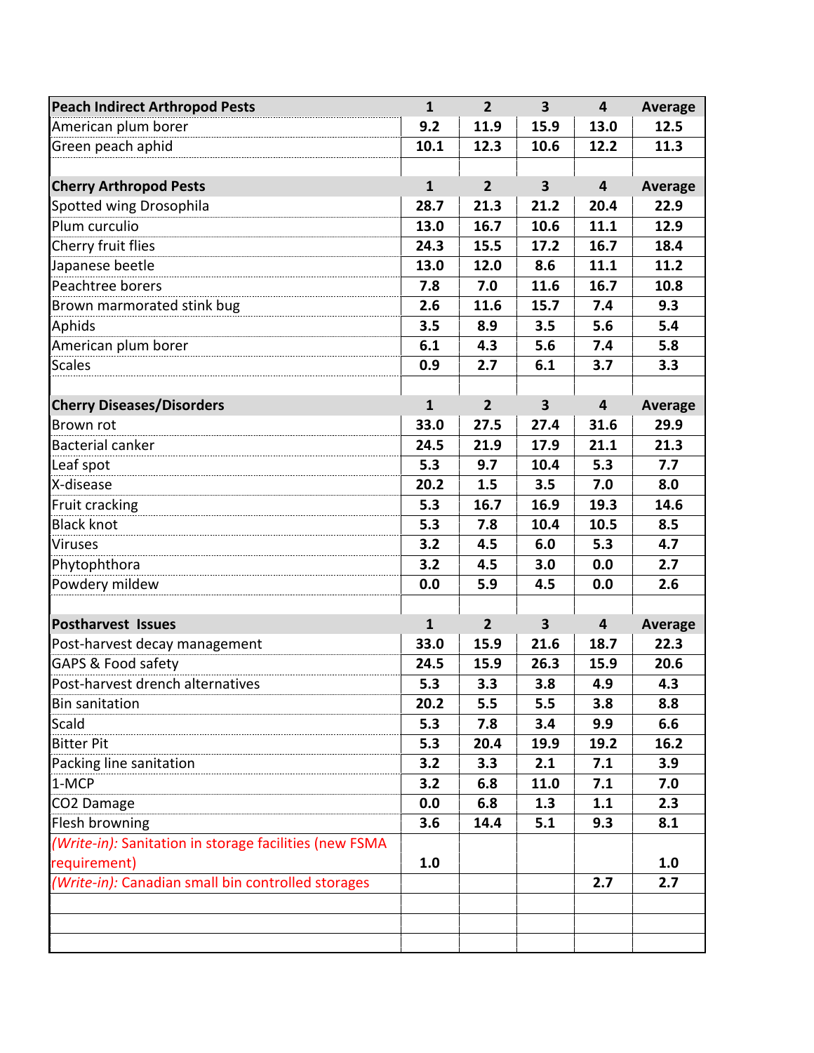| Peach Indirect Arthropod Pests | 1 | 2 | 3 | 4 | Average |
|---|---|---|---|---|---|
| American plum borer | 9.2 | 11.9 | 15.9 | 13.0 | 12.5 |
| Green peach aphid | 10.1 | 12.3 | 10.6 | 12.2 | 11.3 |

| Cherry Arthropod Pests | 1 | 2 | 3 | 4 | Average |
|---|---|---|---|---|---|
| Spotted wing Drosophila | 28.7 | 21.3 | 21.2 | 20.4 | 22.9 |
| Plum curculio | 13.0 | 16.7 | 10.6 | 11.1 | 12.9 |
| Cherry fruit flies | 24.3 | 15.5 | 17.2 | 16.7 | 18.4 |
| Japanese beetle | 13.0 | 12.0 | 8.6 | 11.1 | 11.2 |
| Peachtree borers | 7.8 | 7.0 | 11.6 | 16.7 | 10.8 |
| Brown marmorated stink bug | 2.6 | 11.6 | 15.7 | 7.4 | 9.3 |
| Aphids | 3.5 | 8.9 | 3.5 | 5.6 | 5.4 |
| American plum borer | 6.1 | 4.3 | 5.6 | 7.4 | 5.8 |
| Scales | 0.9 | 2.7 | 6.1 | 3.7 | 3.3 |

| Cherry Diseases/Disorders | 1 | 2 | 3 | 4 | Average |
|---|---|---|---|---|---|
| Brown rot | 33.0 | 27.5 | 27.4 | 31.6 | 29.9 |
| Bacterial canker | 24.5 | 21.9 | 17.9 | 21.1 | 21.3 |
| Leaf spot | 5.3 | 9.7 | 10.4 | 5.3 | 7.7 |
| X-disease | 20.2 | 1.5 | 3.5 | 7.0 | 8.0 |
| Fruit cracking | 5.3 | 16.7 | 16.9 | 19.3 | 14.6 |
| Black knot | 5.3 | 7.8 | 10.4 | 10.5 | 8.5 |
| Viruses | 3.2 | 4.5 | 6.0 | 5.3 | 4.7 |
| Phytophthora | 3.2 | 4.5 | 3.0 | 0.0 | 2.7 |
| Powdery mildew | 0.0 | 5.9 | 4.5 | 0.0 | 2.6 |

| Postharvest Issues | 1 | 2 | 3 | 4 | Average |
|---|---|---|---|---|---|
| Post-harvest decay management | 33.0 | 15.9 | 21.6 | 18.7 | 22.3 |
| GAPS & Food safety | 24.5 | 15.9 | 26.3 | 15.9 | 20.6 |
| Post-harvest drench alternatives | 5.3 | 3.3 | 3.8 | 4.9 | 4.3 |
| Bin sanitation | 20.2 | 5.5 | 5.5 | 3.8 | 8.8 |
| Scald | 5.3 | 7.8 | 3.4 | 9.9 | 6.6 |
| Bitter Pit | 5.3 | 20.4 | 19.9 | 19.2 | 16.2 |
| Packing line sanitation | 3.2 | 3.3 | 2.1 | 7.1 | 3.9 |
| 1-MCP | 3.2 | 6.8 | 11.0 | 7.1 | 7.0 |
| $CO_2$ Damage | 0.0 | 6.8 | 1.3 | 1.1 | 2.3 |
| Flesh browning | 3.6 | 14.4 | 5.1 | 9.3 | 8.1 |
| *(Write-in):* Sanitation in storage facilities (new FSMA requirement) | 1.0 | | | | 1.0 |
| *(Write-in):* Canadian small bin controlled storages | | | | 2.7 | 2.7 |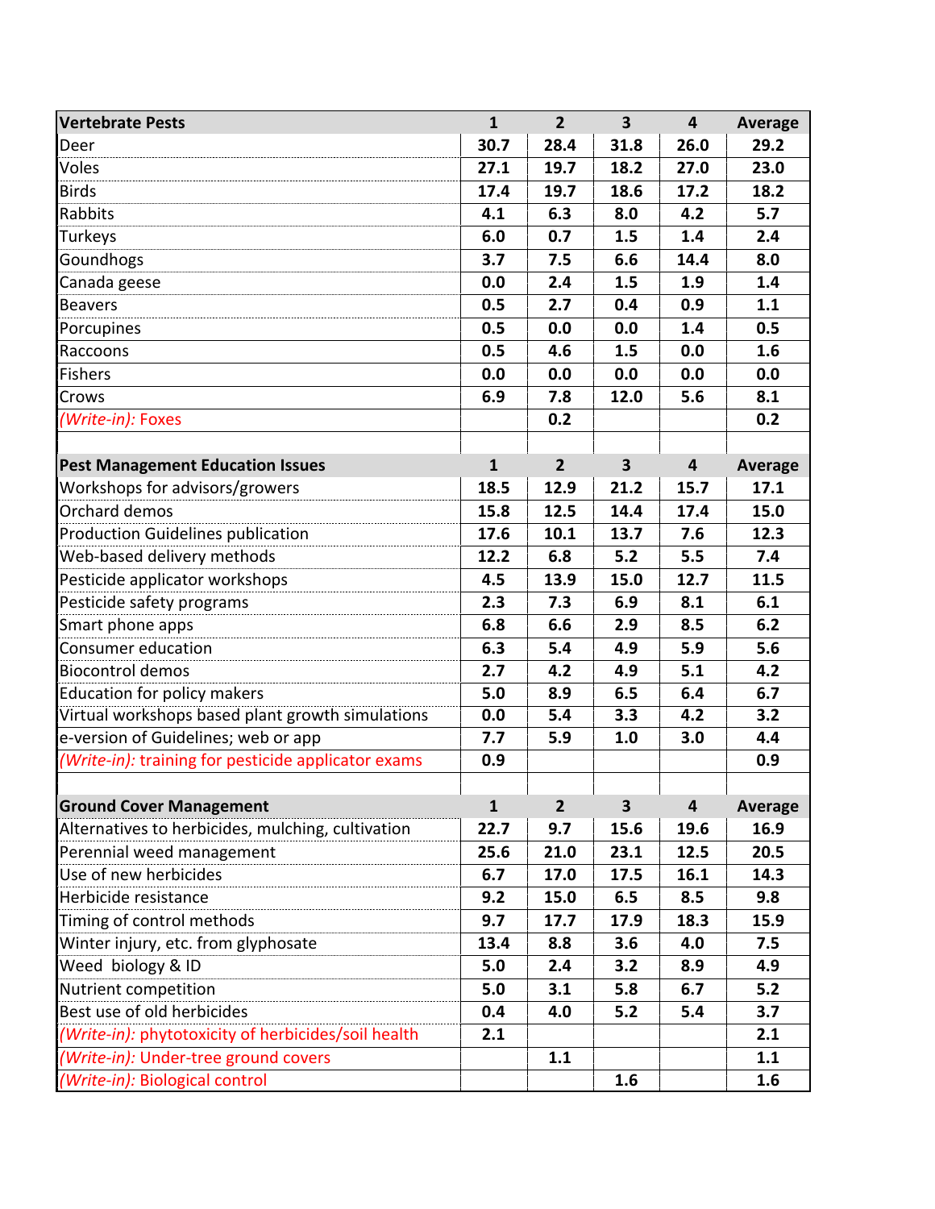| Vertebrate Pests | 1 | 2 | 3 | 4 | Average |
|---|---|---|---|---|---|
| Deer | **30.7** | **28.4** | **31.8** | **26.0** | **29.2** |
| Voles | **27.1** | **19.7** | **18.2** | **27.0** | **23.0** |
| Birds | **17.4** | **19.7** | **18.6** | **17.2** | **18.2** |
| Rabbits | **4.1** | **6.3** | **8.0** | **4.2** | **5.7** |
| Turkeys | **6.0** | **0.7** | **1.5** | **1.4** | **2.4** |
| Goundhogs | **3.7** | **7.5** | **6.6** | **14.4** | **8.0** |
| Canada geese | **0.0** | **2.4** | **1.5** | **1.9** | **1.4** |
| Beavers | **0.5** | **2.7** | **0.4** | **0.9** | **1.1** |
| Porcupines | **0.5** | **0.0** | **0.0** | **1.4** | **0.5** |
| Raccoons | **0.5** | **4.6** | **1.5** | **0.0** | **1.6** |
| Fishers | **0.0** | **0.0** | **0.0** | **0.0** | **0.0** |
| Crows | **6.9** | **7.8** | **12.0** | **5.6** | **8.1** |
| *(Write-in):* Foxes | | **0.2** | | | **0.2** |

| Pest Management Education Issues | 1 | 2 | 3 | 4 | Average |
|---|---|---|---|---|---|
| Workshops for advisors/growers | **18.5** | **12.9** | **21.2** | **15.7** | **17.1** |
| Orchard demos | **15.8** | **12.5** | **14.4** | **17.4** | **15.0** |
| Production Guidelines publication | **17.6** | **10.1** | **13.7** | **7.6** | **12.3** |
| Web-based delivery methods | **12.2** | **6.8** | **5.2** | **5.5** | **7.4** |
| Pesticide applicator workshops | **4.5** | **13.9** | **15.0** | **12.7** | **11.5** |
| Pesticide safety programs | **2.3** | **7.3** | **6.9** | **8.1** | **6.1** |
| Smart phone apps | **6.8** | **6.6** | **2.9** | **8.5** | **6.2** |
| Consumer education | **6.3** | **5.4** | **4.9** | **5.9** | **5.6** |
| Biocontrol demos | **2.7** | **4.2** | **4.9** | **5.1** | **4.2** |
| Education for policy makers | **5.0** | **8.9** | **6.5** | **6.4** | **6.7** |
| Virtual workshops based plant growth simulations | **0.0** | **5.4** | **3.3** | **4.2** | **3.2** |
| e-version of Guidelines; web or app | **7.7** | **5.9** | **1.0** | **3.0** | **4.4** |
| *(Write-in):* training for pesticide applicator exams | **0.9** | | | | **0.9** |

| Ground Cover Management | 1 | 2 | 3 | 4 | Average |
|---|---|---|---|---|---|
| Alternatives to herbicides, mulching, cultivation | **22.7** | **9.7** | **15.6** | **19.6** | **16.9** |
| Perennial weed management | **25.6** | **21.0** | **23.1** | **12.5** | **20.5** |
| Use of new herbicides | **6.7** | **17.0** | **17.5** | **16.1** | **14.3** |
| Herbicide resistance | **9.2** | **15.0** | **6.5** | **8.5** | **9.8** |
| Timing of control methods | **9.7** | **17.7** | **17.9** | **18.3** | **15.9** |
| Winter injury, etc. from glyphosate | **13.4** | **8.8** | **3.6** | **4.0** | **7.5** |
| Weed biology & ID | **5.0** | **2.4** | **3.2** | **8.9** | **4.9** |
| Nutrient competition | **5.0** | **3.1** | **5.8** | **6.7** | **5.2** |
| Best use of old herbicides | **0.4** | **4.0** | **5.2** | **5.4** | **3.7** |
| *(Write-in):* phytotoxicity of herbicides/soil health | **2.1** | | | | **2.1** |
| *(Write-in):* Under-tree ground covers | | **1.1** | | | **1.1** |
| *(Write-in):* Biological control | | | **1.6** | | **1.6** |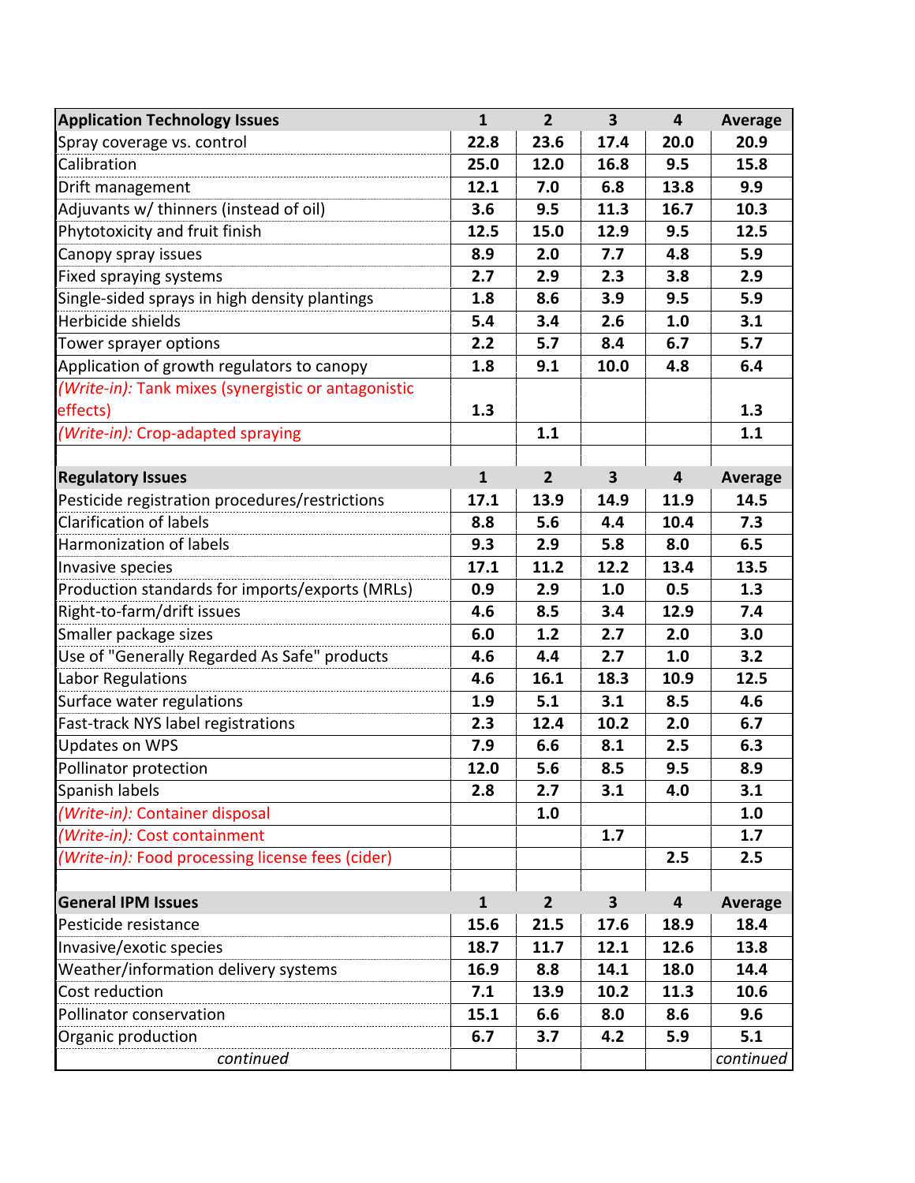| Application Technology Issues | 1 | 2 | 3 | 4 | Average |
|---|---|---|---|---|---|
| Spray coverage vs. control | 22.8 | 23.6 | 17.4 | 20.0 | 20.9 |
| Calibration | 25.0 | 12.0 | 16.8 | 9.5 | 15.8 |
| Drift management | 12.1 | 7.0 | 6.8 | 13.8 | 9.9 |
| Adjuvants w/ thinners (instead of oil) | 3.6 | 9.5 | 11.3 | 16.7 | 10.3 |
| Phytotoxicity and fruit finish | 12.5 | 15.0 | 12.9 | 9.5 | 12.5 |
| Canopy spray issues | 8.9 | 2.0 | 7.7 | 4.8 | 5.9 |
| Fixed spraying systems | 2.7 | 2.9 | 2.3 | 3.8 | 2.9 |
| Single-sided sprays in high density plantings | 1.8 | 8.6 | 3.9 | 9.5 | 5.9 |
| Herbicide shields | 5.4 | 3.4 | 2.6 | 1.0 | 3.1 |
| Tower sprayer options | 2.2 | 5.7 | 8.4 | 6.7 | 5.7 |
| Application of growth regulators to canopy | 1.8 | 9.1 | 10.0 | 4.8 | 6.4 |
| *(Write-in):* Tank mixes (synergistic or antagonistic effects) | 1.3 | | | | 1.3 |
| *(Write-in):* Crop-adapted spraying | | 1.1 | | | 1.1 |
| | | | | | |
| **Regulatory Issues** | **1** | **2** | **3** | **4** | **Average** |
| Pesticide registration procedures/restrictions | 17.1 | 13.9 | 14.9 | 11.9 | 14.5 |
| Clarification of labels | 8.8 | 5.6 | 4.4 | 10.4 | 7.3 |
| Harmonization of labels | 9.3 | 2.9 | 5.8 | 8.0 | 6.5 |
| Invasive species | 17.1 | 11.2 | 12.2 | 13.4 | 13.5 |
| Production standards for imports/exports (MRLs) | 0.9 | 2.9 | 1.0 | 0.5 | 1.3 |
| Right-to-farm/drift issues | 4.6 | 8.5 | 3.4 | 12.9 | 7.4 |
| Smaller package sizes | 6.0 | 1.2 | 2.7 | 2.0 | 3.0 |
| Use of "Generally Regarded As Safe" products | 4.6 | 4.4 | 2.7 | 1.0 | 3.2 |
| Labor Regulations | 4.6 | 16.1 | 18.3 | 10.9 | 12.5 |
| Surface water regulations | 1.9 | 5.1 | 3.1 | 8.5 | 4.6 |
| Fast-track NYS label registrations | 2.3 | 12.4 | 10.2 | 2.0 | 6.7 |
| Updates on WPS | 7.9 | 6.6 | 8.1 | 2.5 | 6.3 |
| Pollinator protection | 12.0 | 5.6 | 8.5 | 9.5 | 8.9 |
| Spanish labels | 2.8 | 2.7 | 3.1 | 4.0 | 3.1 |
| *(Write-in):* Container disposal | | 1.0 | | | 1.0 |
| *(Write-in):* Cost containment | | | 1.7 | | 1.7 |
| *(Write-in):* Food processing license fees (cider) | | | | 2.5 | 2.5 |
| | | | | | |
| **General IPM Issues** | **1** | **2** | **3** | **4** | **Average** |
| Pesticide resistance | 15.6 | 21.5 | 17.6 | 18.9 | 18.4 |
| Invasive/exotic species | 18.7 | 11.7 | 12.1 | 12.6 | 13.8 |
| Weather/information delivery systems | 16.9 | 8.8 | 14.1 | 18.0 | 14.4 |
| Cost reduction | 7.1 | 13.9 | 10.2 | 11.3 | 10.6 |
| Pollinator conservation | 15.1 | 6.6 | 8.0 | 8.6 | 9.6 |
| Organic production | 6.7 | 3.7 | 4.2 | 5.9 | 5.1 |
| *continued* | | | | | *continued* |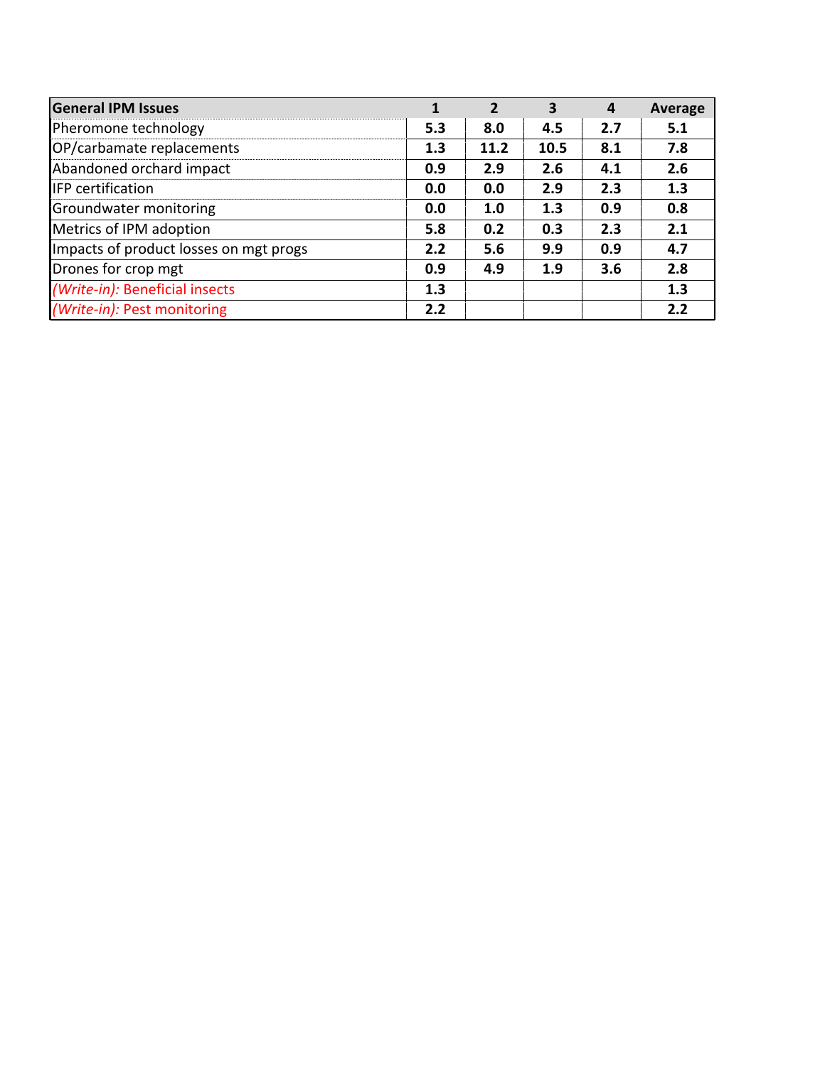| General IPM Issues | 1 | 2 | 3 | 4 | Average |
|---|---|---|---|---|---|
| Pheromone technology | **5.3** | **8.0** | **4.5** | **2.7** | **5.1** |
| OP/carbamate replacements | **1.3** | **11.2** | **10.5** | **8.1** | **7.8** |
| Abandoned orchard impact | **0.9** | **2.9** | **2.6** | **4.1** | **2.6** |
| IFP certification | **0.0** | **0.0** | **2.9** | **2.3** | **1.3** |
| Groundwater monitoring | **0.0** | **1.0** | **1.3** | **0.9** | **0.8** |
| Metrics of IPM adoption | **5.8** | **0.2** | **0.3** | **2.3** | **2.1** |
| Impacts of product losses on mgt progs | **2.2** | **5.6** | **9.9** | **0.9** | **4.7** |
| Drones for crop mgt | **0.9** | **4.9** | **1.9** | **3.6** | **2.8** |
| *(Write-in):* Beneficial insects | **1.3** | | | | **1.3** |
| *(Write-in):* Pest monitoring | **2.2** | | | | **2.2** |